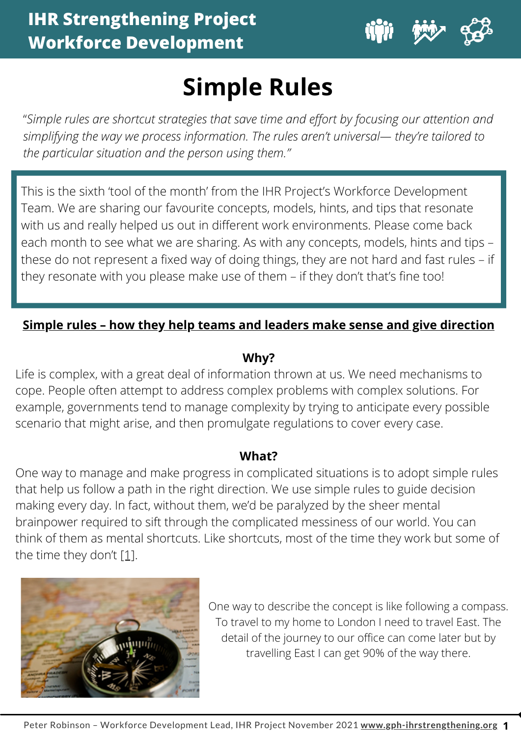**IHR Strengthening Project**
**Workforce Development**

# Simple Rules

*"Simple rules are shortcut strategies that save time and effort by focusing our attention and simplifying the way we process information. The rules aren't universal— they're tailored to the particular situation and the person using them."*

This is the sixth 'tool of the month' from the IHR Project's Workforce Development Team. We are sharing our favourite concepts, models, hints, and tips that resonate with us and really helped us out in different work environments. Please come back each month to see what we are sharing. As with any concepts, models, hints and tips – these do not represent a fixed way of doing things, they are not hard and fast rules – if they resonate with you please make use of them – if they don't that's fine too!

## Simple rules – how they help teams and leaders make sense and give direction

### Why?

Life is complex, with a great deal of information thrown at us. We need mechanisms to cope. People often attempt to address complex problems with complex solutions. For example, governments tend to manage complexity by trying to anticipate every possible scenario that might arise, and then promulgate regulations to cover every case.

### What?

One way to manage and make progress in complicated situations is to adopt simple rules that help us follow a path in the right direction. We use simple rules to guide decision making every day. In fact, without them, we'd be paralyzed by the sheer mental brainpower required to sift through the complicated messiness of our world. You can think of them as mental shortcuts. Like shortcuts, most of the time they work but some of the time they don't [1].

One way to describe the concept is like following a compass. To travel to my home to London I need to travel East. The detail of the journey to our office can come later but by travelling East I can get 90% of the way there.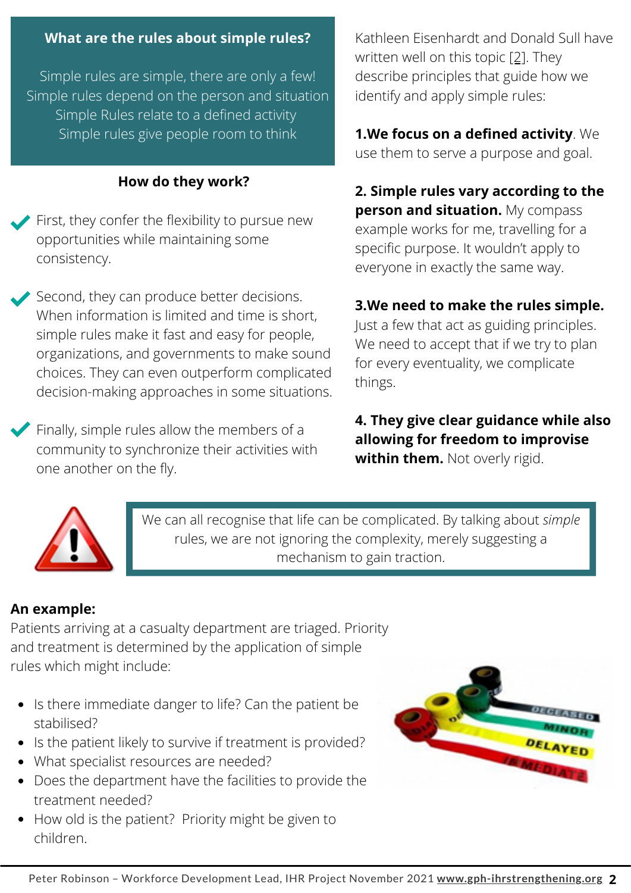**What are the rules about simple rules?**

Simple rules are simple, there are only a few!
Simple rules depend on the person and situation
Simple Rules relate to a defined activity
Simple rules give people room to think

**How do they work?**

- First, they confer the flexibility to pursue new opportunities while maintaining some consistency.
- Second, they can produce better decisions. When information is limited and time is short, simple rules make it fast and easy for people, organizations, and governments to make sound choices. They can even outperform complicated decision-making approaches in some situations.
- Finally, simple rules allow the members of a community to synchronize their activities with one another on the fly.

Kathleen Eisenhardt and Donald Sull have written well on this topic [2]. They describe principles that guide how we identify and apply simple rules:

**1.We focus on a defined activity**. We use them to serve a purpose and goal.

**2. Simple rules vary according to the person and situation.** My compass example works for me, travelling for a specific purpose. It wouldn't apply to everyone in exactly the same way.

**3.We need to make the rules simple.** Just a few that act as guiding principles. We need to accept that if we try to plan for every eventuality, we complicate things.

**4. They give clear guidance while also allowing for freedom to improvise within them.** Not overly rigid.

We can all recognise that life can be complicated. By talking about *simple* rules, we are not ignoring the complexity, merely suggesting a mechanism to gain traction.

**An example:**
Patients arriving at a casualty department are triaged. Priority and treatment is determined by the application of simple rules which might include:

- Is there immediate danger to life? Can the patient be stabilised?
- Is the patient likely to survive if treatment is provided?
- What specialist resources are needed?
- Does the department have the facilities to provide the treatment needed?
- How old is the patient? Priority might be given to children.

Peter Robinson – Workforce Development Lead, IHR Project November 2021 **www.gph-ihrstrengthening.org**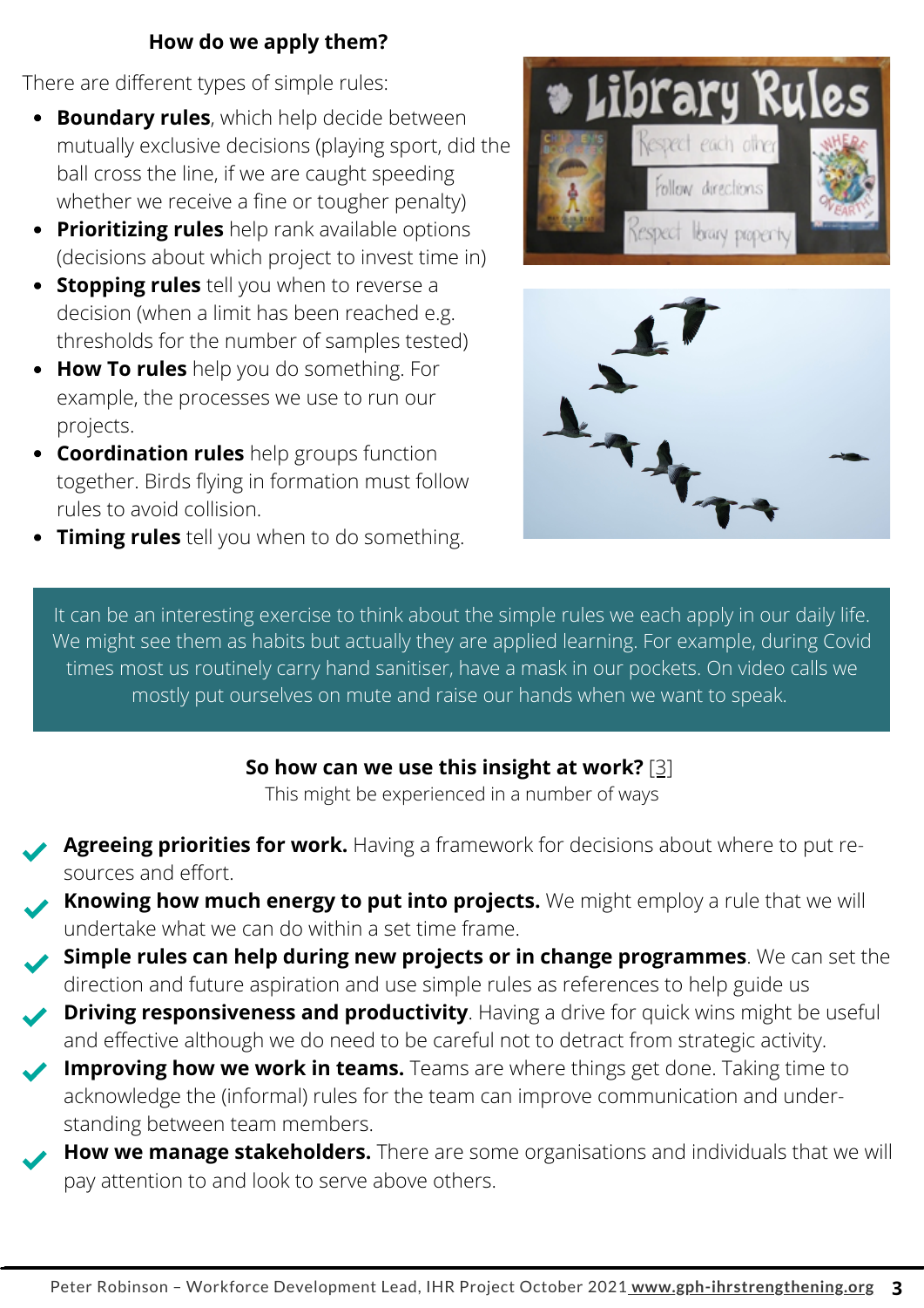## How do we apply them?

There are different types of simple rules:

- **Boundary rules**, which help decide between mutually exclusive decisions (playing sport, did the ball cross the line, if we are caught speeding whether we receive a fine or tougher penalty)
- **Prioritizing rules** help rank available options (decisions about which project to invest time in)
- **Stopping rules** tell you when to reverse a decision (when a limit has been reached e.g. thresholds for the number of samples tested)
- **How To rules** help you do something. For example, the processes we use to run our projects.
- **Coordination rules** help groups function together. Birds flying in formation must follow rules to avoid collision.
- **Timing rules** tell you when to do something.

It can be an interesting exercise to think about the simple rules we each apply in our daily life. We might see them as habits but actually they are applied learning. For example, during Covid times most us routinely carry hand sanitiser, have a mask in our pockets. On video calls we mostly put ourselves on mute and raise our hands when we want to speak.

## So how can we use this insight at work? [3]

This might be experienced in a number of ways

- **Agreeing priorities for work.** Having a framework for decisions about where to put resources and effort.
- **Knowing how much energy to put into projects.** We might employ a rule that we will undertake what we can do within a set time frame.
- **Simple rules can help during new projects or in change programmes**. We can set the direction and future aspiration and use simple rules as references to help guide us
- **Driving responsiveness and productivity**. Having a drive for quick wins might be useful and effective although we do need to be careful not to detract from strategic activity.
- **Improving how we work in teams.** Teams are where things get done. Taking time to acknowledge the (informal) rules for the team can improve communication and understanding between team members.
- **How we manage stakeholders.** There are some organisations and individuals that we will pay attention to and look to serve above others.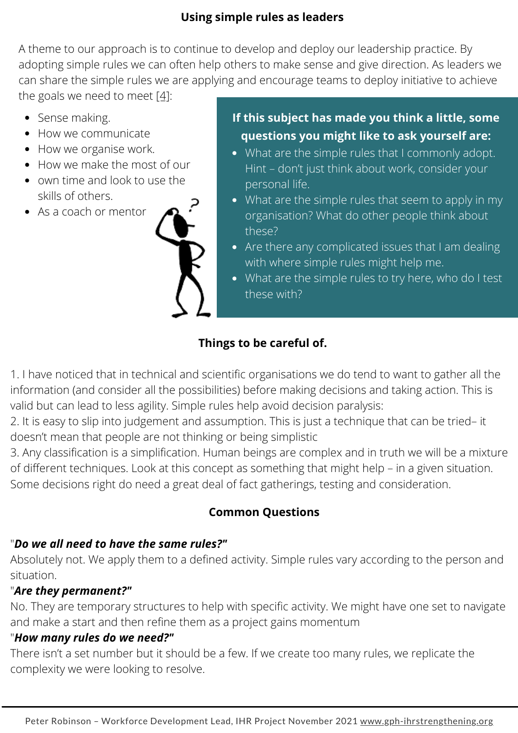## Using simple rules as leaders

A theme to our approach is to continue to develop and deploy our leadership practice. By adopting simple rules we can often help others to make sense and give direction. As leaders we can share the simple rules we are applying and encourage teams to deploy initiative to achieve the goals we need to meet [4]:

- Sense making.
- How we communicate
- How we organise work.
- How we make the most of our
- own time and look to use the skills of others.
- As a coach or mentor

**If this subject has made you think a little, some questions you might like to ask yourself are:**

- What are the simple rules that I commonly adopt. Hint – don't just think about work, consider your personal life.
- What are the simple rules that seem to apply in my organisation? What do other people think about these?
- Are there any complicated issues that I am dealing with where simple rules might help me.
- What are the simple rules to try here, who do I test these with?

## Things to be careful of.

1. I have noticed that in technical and scientific organisations we do tend to want to gather all the information (and consider all the possibilities) before making decisions and taking action. This is valid but can lead to less agility. Simple rules help avoid decision paralysis:
2. It is easy to slip into judgement and assumption. This is just a technique that can be tried– it doesn't mean that people are not thinking or being simplistic
3. Any classification is a simplification. Human beings are complex and in truth we will be a mixture of different techniques. Look at this concept as something that might help – in a given situation. Some decisions right do need a great deal of fact gatherings, testing and consideration.

## Common Questions

"***Do we all need to have the same rules?***"
Absolutely not. We apply them to a defined activity. Simple rules vary according to the person and situation.

"***Are they permanent?***"
No. They are temporary structures to help with specific activity. We might have one set to navigate and make a start and then refine them as a project gains momentum

"***How many rules do we need?***"
There isn't a set number but it should be a few. If we create too many rules, we replicate the complexity we were looking to resolve.

Peter Robinson – Workforce Development Lead, IHR Project November 2021 www.gph-ihrstrengthening.org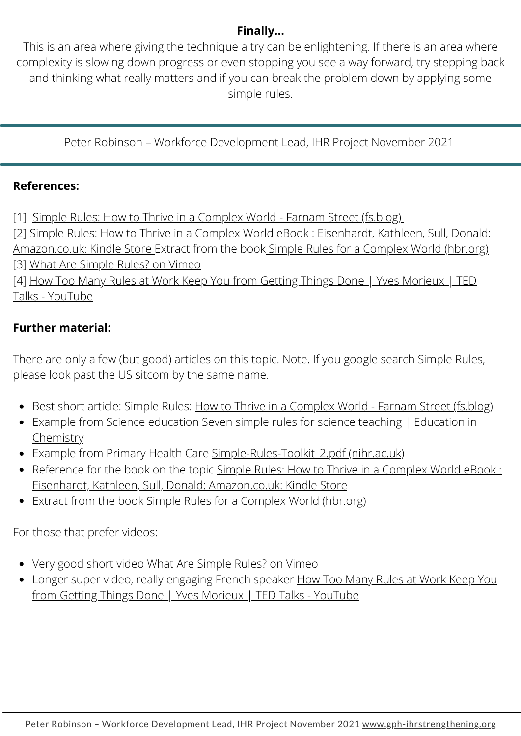**Finally…**

This is an area where giving the technique a try can be enlightening. If there is an area where complexity is slowing down progress or even stopping you see a way forward, try stepping back and thinking what really matters and if you can break the problem down by applying some simple rules.

---

Peter Robinson – Workforce Development Lead, IHR Project November 2021

---

**References:**

[1] Simple Rules: How to Thrive in a Complex World - Farnam Street (fs.blog)
[2] Simple Rules: How to Thrive in a Complex World eBook : Eisenhardt, Kathleen, Sull, Donald: Amazon.co.uk: Kindle Store Extract from the book Simple Rules for a Complex World (hbr.org)
[3] What Are Simple Rules? on Vimeo
[4] How Too Many Rules at Work Keep You from Getting Things Done | Yves Morieux | TED Talks - YouTube

**Further material:**

There are only a few (but good) articles on this topic. Note. If you google search Simple Rules, please look past the US sitcom by the same name.

- Best short article: Simple Rules: How to Thrive in a Complex World - Farnam Street (fs.blog)
- Example from Science education Seven simple rules for science teaching | Education in Chemistry
- Example from Primary Health Care Simple-Rules-Toolkit_2.pdf (nihr.ac.uk)
- Reference for the book on the topic Simple Rules: How to Thrive in a Complex World eBook : Eisenhardt, Kathleen, Sull, Donald: Amazon.co.uk: Kindle Store
- Extract from the book Simple Rules for a Complex World (hbr.org)

For those that prefer videos:

- Very good short video What Are Simple Rules? on Vimeo
- Longer super video, really engaging French speaker How Too Many Rules at Work Keep You from Getting Things Done | Yves Morieux | TED Talks - YouTube